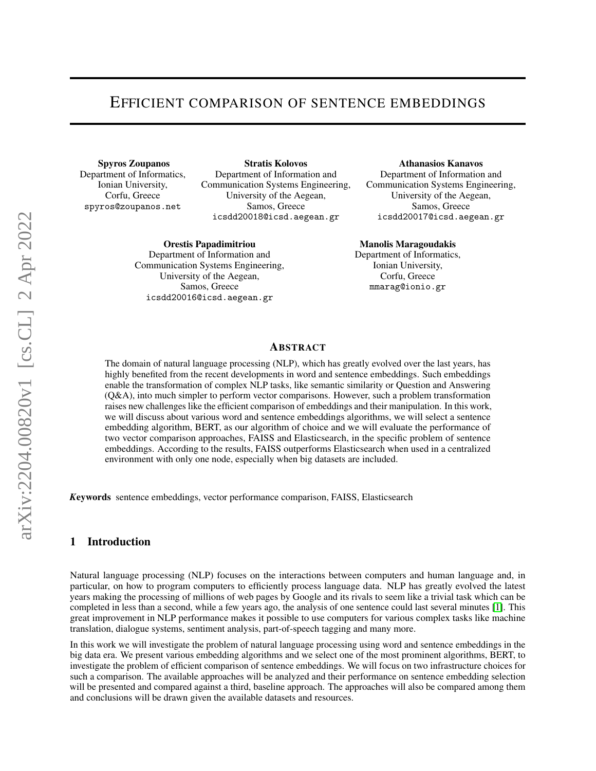# Efficient comparison of sentence embeddings

**Spyros Zoupanos**
Department of Informatics,
Ionian University,
Corfu, Greece
spyros@zoupanos.net

**Stratis Kolovos**
Department of Information and
Communication Systems Engineering,
University of the Aegean,
Samos, Greece
icsdd20018@icsd.aegean.gr

**Athanasios Kanavos**
Department of Information and
Communication Systems Engineering,
University of the Aegean,
Samos, Greece
icsdd20017@icsd.aegean.gr

**Orestis Papadimitriou**
Department of Information and
Communication Systems Engineering,
University of the Aegean,
Samos, Greece
icsdd20016@icsd.aegean.gr

**Manolis Maragoudakis**
Department of Informatics,
Ionian University,
Corfu, Greece
mmarag@ionio.gr

## Abstract

The domain of natural language processing (NLP), which has greatly evolved over the last years, has highly benefited from the recent developments in word and sentence embeddings. Such embeddings enable the transformation of complex NLP tasks, like semantic similarity or Question and Answering (Q&A), into much simpler to perform vector comparisons. However, such a problem transformation raises new challenges like the efficient comparison of embeddings and their manipulation. In this work, we will discuss about various word and sentence embeddings algorithms, we will select a sentence embedding algorithm, BERT, as our algorithm of choice and we will evaluate the performance of two vector comparison approaches, FAISS and Elasticsearch, in the specific problem of sentence embeddings. According to the results, FAISS outperforms Elasticsearch when used in a centralized environment with only one node, especially when big datasets are included.

***Keywords*** sentence embeddings, vector performance comparison, FAISS, Elasticsearch

## 1 Introduction

Natural language processing (NLP) focuses on the interactions between computers and human language and, in particular, on how to program computers to efficiently process language data. NLP has greatly evolved the latest years making the processing of millions of web pages by Google and its rivals to seem like a trivial task which can be completed in less than a second, while a few years ago, the analysis of one sentence could last several minutes [1]. This great improvement in NLP performance makes it possible to use computers for various complex tasks like machine translation, dialogue systems, sentiment analysis, part-of-speech tagging and many more.

In this work we will investigate the problem of natural language processing using word and sentence embeddings in the big data era. We present various embedding algorithms and we select one of the most prominent algorithms, BERT, to investigate the problem of efficient comparison of sentence embeddings. We will focus on two infrastructure choices for such a comparison. The available approaches will be analyzed and their performance on sentence embedding selection will be presented and compared against a third, baseline approach. The approaches will also be compared among them and conclusions will be drawn given the available datasets and resources.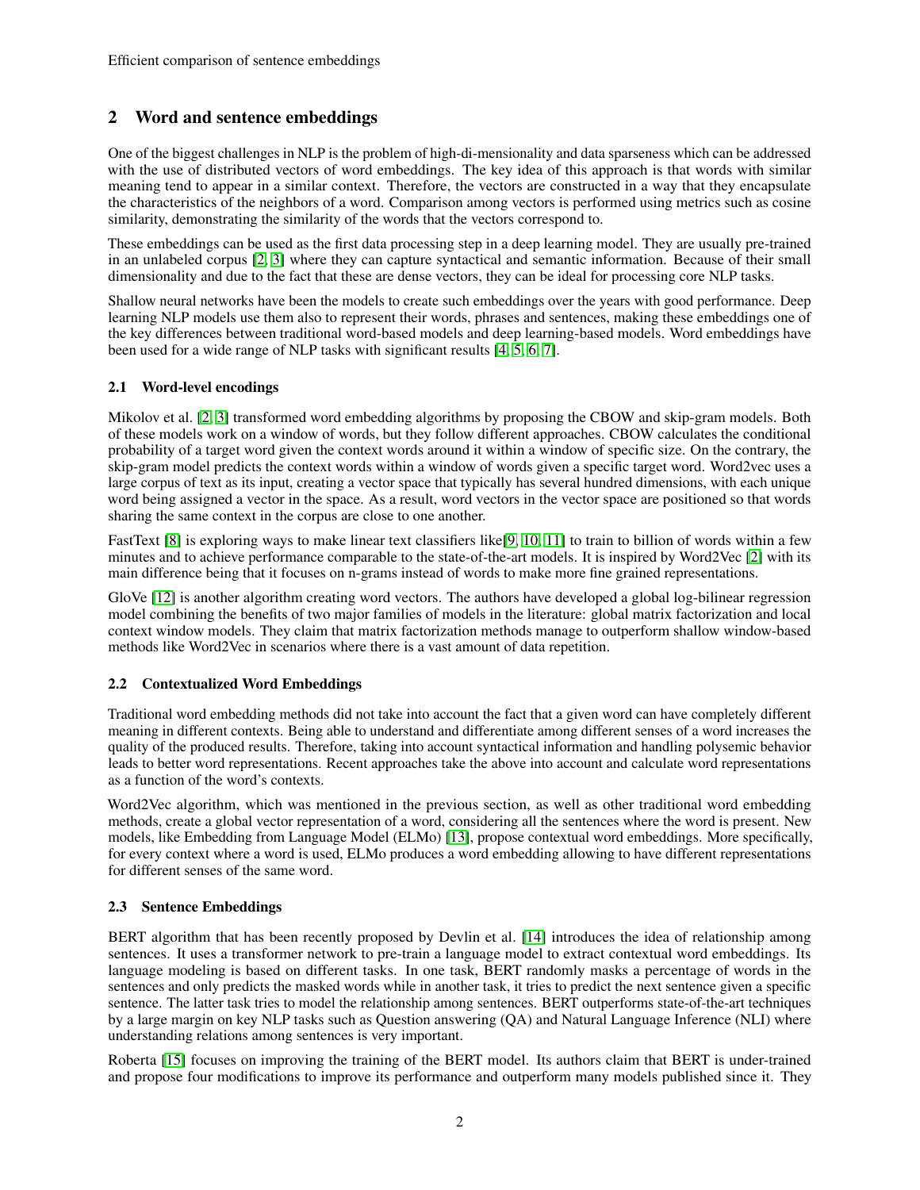## 2 Word and sentence embeddings

One of the biggest challenges in NLP is the problem of high-di-mensionality and data sparseness which can be addressed with the use of distributed vectors of word embeddings. The key idea of this approach is that words with similar meaning tend to appear in a similar context. Therefore, the vectors are constructed in a way that they encapsulate the characteristics of the neighbors of a word. Comparison among vectors is performed using metrics such as cosine similarity, demonstrating the similarity of the words that the vectors correspond to.

These embeddings can be used as the first data processing step in a deep learning model. They are usually pre-trained in an unlabeled corpus [2, 3] where they can capture syntactical and semantic information. Because of their small dimensionality and due to the fact that these are dense vectors, they can be ideal for processing core NLP tasks.

Shallow neural networks have been the models to create such embeddings over the years with good performance. Deep learning NLP models use them also to represent their words, phrases and sentences, making these embeddings one of the key differences between traditional word-based models and deep learning-based models. Word embeddings have been used for a wide range of NLP tasks with significant results [4, 5, 6, 7].

### 2.1 Word-level encodings

Mikolov et al. [2, 3] transformed word embedding algorithms by proposing the CBOW and skip-gram models. Both of these models work on a window of words, but they follow different approaches. CBOW calculates the conditional probability of a target word given the context words around it within a window of specific size. On the contrary, the skip-gram model predicts the context words within a window of words given a specific target word. Word2vec uses a large corpus of text as its input, creating a vector space that typically has several hundred dimensions, with each unique word being assigned a vector in the space. As a result, word vectors in the vector space are positioned so that words sharing the same context in the corpus are close to one another.

FastText [8] is exploring ways to make linear text classifiers like[9, 10, 11] to train to billion of words within a few minutes and to achieve performance comparable to the state-of-the-art models. It is inspired by Word2Vec [2] with its main difference being that it focuses on n-grams instead of words to make more fine grained representations.

GloVe [12] is another algorithm creating word vectors. The authors have developed a global log-bilinear regression model combining the benefits of two major families of models in the literature: global matrix factorization and local context window models. They claim that matrix factorization methods manage to outperform shallow window-based methods like Word2Vec in scenarios where there is a vast amount of data repetition.

### 2.2 Contextualized Word Embeddings

Traditional word embedding methods did not take into account the fact that a given word can have completely different meaning in different contexts. Being able to understand and differentiate among different senses of a word increases the quality of the produced results. Therefore, taking into account syntactical information and handling polysemic behavior leads to better word representations. Recent approaches take the above into account and calculate word representations as a function of the word's contexts.

Word2Vec algorithm, which was mentioned in the previous section, as well as other traditional word embedding methods, create a global vector representation of a word, considering all the sentences where the word is present. New models, like Embedding from Language Model (ELMo) [13], propose contextual word embeddings. More specifically, for every context where a word is used, ELMo produces a word embedding allowing to have different representations for different senses of the same word.

### 2.3 Sentence Embeddings

BERT algorithm that has been recently proposed by Devlin et al. [14] introduces the idea of relationship among sentences. It uses a transformer network to pre-train a language model to extract contextual word embeddings. Its language modeling is based on different tasks. In one task, BERT randomly masks a percentage of words in the sentences and only predicts the masked words while in another task, it tries to predict the next sentence given a specific sentence. The latter task tries to model the relationship among sentences. BERT outperforms state-of-the-art techniques by a large margin on key NLP tasks such as Question answering (QA) and Natural Language Inference (NLI) where understanding relations among sentences is very important.

Roberta [15] focuses on improving the training of the BERT model. Its authors claim that BERT is under-trained and propose four modifications to improve its performance and outperform many models published since it. They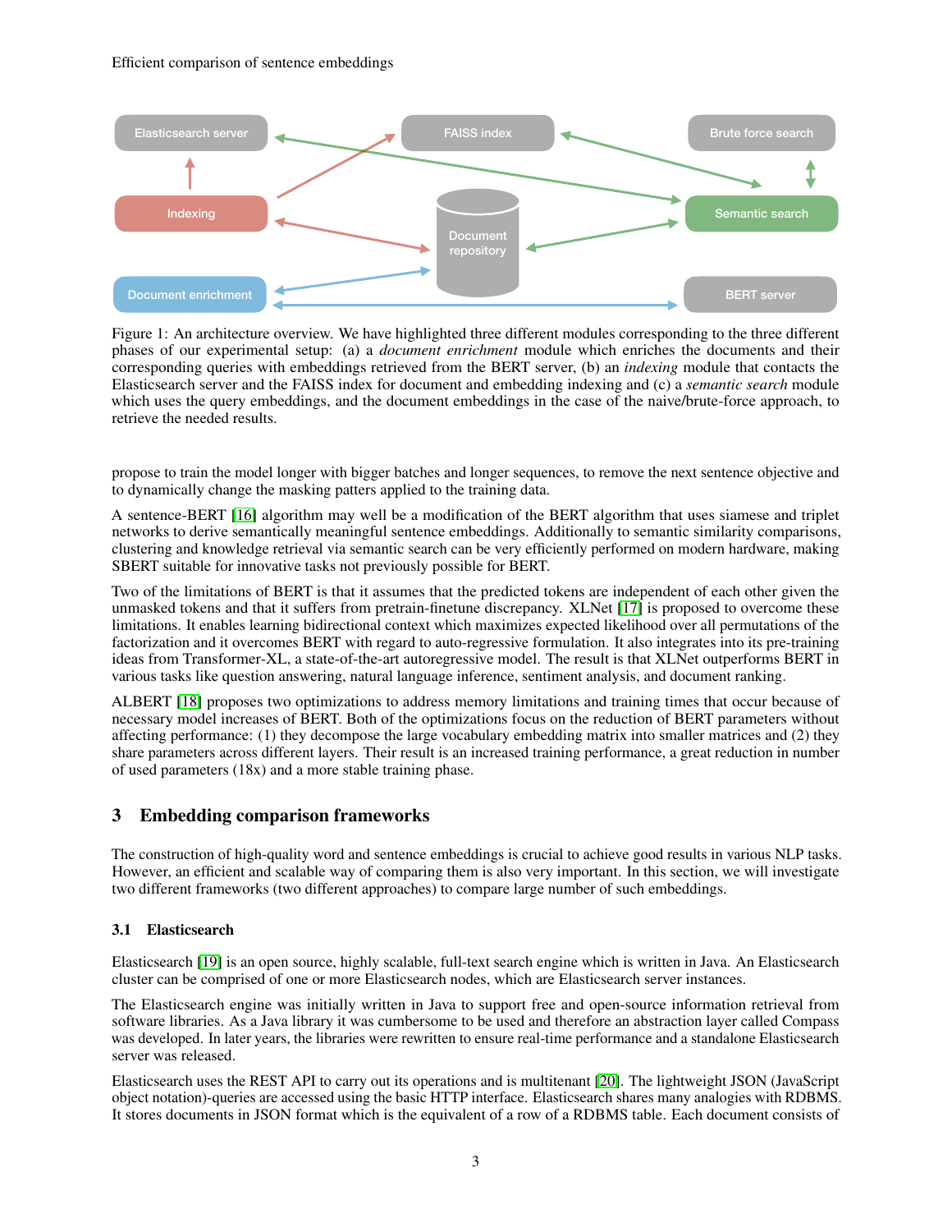Figure 1: An architecture overview. We have highlighted three different modules corresponding to the three different phases of our experimental setup: (a) a *document enrichment* module which enriches the documents and their corresponding queries with embeddings retrieved from the BERT server, (b) an *indexing* module that contacts the Elasticsearch server and the FAISS index for document and embedding indexing and (c) a *semantic search* module which uses the query embeddings, and the document embeddings in the case of the naive/brute-force approach, to retrieve the needed results.

propose to train the model longer with bigger batches and longer sequences, to remove the next sentence objective and to dynamically change the masking patters applied to the training data.

A sentence-BERT [16] algorithm may well be a modification of the BERT algorithm that uses siamese and triplet networks to derive semantically meaningful sentence embeddings. Additionally to semantic similarity comparisons, clustering and knowledge retrieval via semantic search can be very efficiently performed on modern hardware, making SBERT suitable for innovative tasks not previously possible for BERT.

Two of the limitations of BERT is that it assumes that the predicted tokens are independent of each other given the unmasked tokens and that it suffers from pretrain-finetune discrepancy. XLNet [17] is proposed to overcome these limitations. It enables learning bidirectional context which maximizes expected likelihood over all permutations of the factorization and it overcomes BERT with regard to auto-regressive formulation. It also integrates into its pre-training ideas from Transformer-XL, a state-of-the-art autoregressive model. The result is that XLNet outperforms BERT in various tasks like question answering, natural language inference, sentiment analysis, and document ranking.

ALBERT [18] proposes two optimizations to address memory limitations and training times that occur because of necessary model increases of BERT. Both of the optimizations focus on the reduction of BERT parameters without affecting performance: (1) they decompose the large vocabulary embedding matrix into smaller matrices and (2) they share parameters across different layers. Their result is an increased training performance, a great reduction in number of used parameters (18x) and a more stable training phase.

## 3 Embedding comparison frameworks

The construction of high-quality word and sentence embeddings is crucial to achieve good results in various NLP tasks. However, an efficient and scalable way of comparing them is also very important. In this section, we will investigate two different frameworks (two different approaches) to compare large number of such embeddings.

### 3.1 Elasticsearch

Elasticsearch [19] is an open source, highly scalable, full-text search engine which is written in Java. An Elasticsearch cluster can be comprised of one or more Elasticsearch nodes, which are Elasticsearch server instances.

The Elasticsearch engine was initially written in Java to support free and open-source information retrieval from software libraries. As a Java library it was cumbersome to be used and therefore an abstraction layer called Compass was developed. In later years, the libraries were rewritten to ensure real-time performance and a standalone Elasticsearch server was released.

Elasticsearch uses the REST API to carry out its operations and is multitenant [20]. The lightweight JSON (JavaScript object notation)-queries are accessed using the basic HTTP interface. Elasticsearch shares many analogies with RDBMS. It stores documents in JSON format which is the equivalent of a row of a RDBMS table. Each document consists of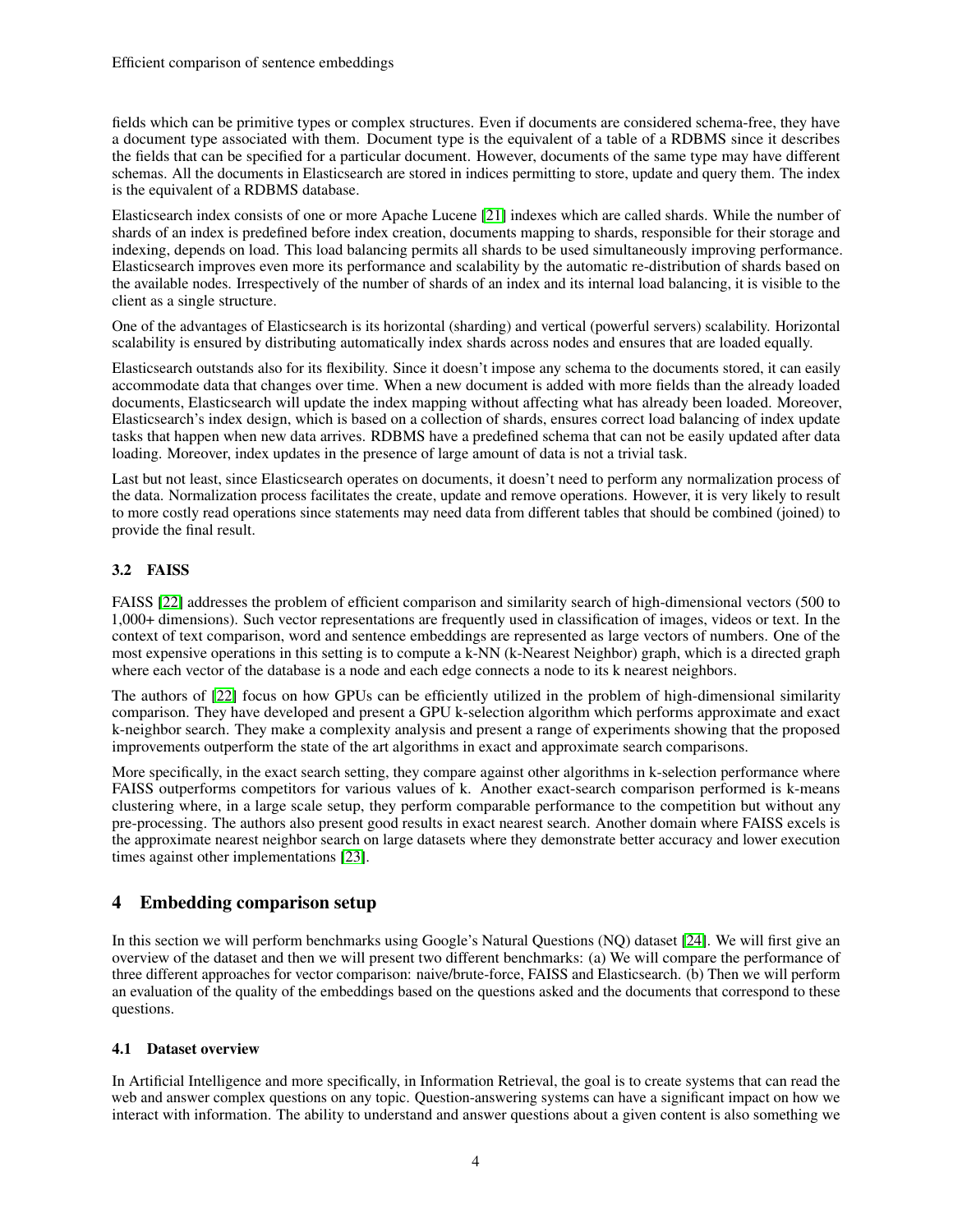fields which can be primitive types or complex structures. Even if documents are considered schema-free, they have a document type associated with them. Document type is the equivalent of a table of a RDBMS since it describes the fields that can be specified for a particular document. However, documents of the same type may have different schemas. All the documents in Elasticsearch are stored in indices permitting to store, update and query them. The index is the equivalent of a RDBMS database.

Elasticsearch index consists of one or more Apache Lucene [21] indexes which are called shards. While the number of shards of an index is predefined before index creation, documents mapping to shards, responsible for their storage and indexing, depends on load. This load balancing permits all shards to be used simultaneously improving performance. Elasticsearch improves even more its performance and scalability by the automatic re-distribution of shards based on the available nodes. Irrespectively of the number of shards of an index and its internal load balancing, it is visible to the client as a single structure.

One of the advantages of Elasticsearch is its horizontal (sharding) and vertical (powerful servers) scalability. Horizontal scalability is ensured by distributing automatically index shards across nodes and ensures that are loaded equally.

Elasticsearch outstands also for its flexibility. Since it doesn't impose any schema to the documents stored, it can easily accommodate data that changes over time. When a new document is added with more fields than the already loaded documents, Elasticsearch will update the index mapping without affecting what has already been loaded. Moreover, Elasticsearch's index design, which is based on a collection of shards, ensures correct load balancing of index update tasks that happen when new data arrives. RDBMS have a predefined schema that can not be easily updated after data loading. Moreover, index updates in the presence of large amount of data is not a trivial task.

Last but not least, since Elasticsearch operates on documents, it doesn't need to perform any normalization process of the data. Normalization process facilitates the create, update and remove operations. However, it is very likely to result to more costly read operations since statements may need data from different tables that should be combined (joined) to provide the final result.

### 3.2 FAISS

FAISS [22] addresses the problem of efficient comparison and similarity search of high-dimensional vectors (500 to 1,000+ dimensions). Such vector representations are frequently used in classification of images, videos or text. In the context of text comparison, word and sentence embeddings are represented as large vectors of numbers. One of the most expensive operations in this setting is to compute a k-NN (k-Nearest Neighbor) graph, which is a directed graph where each vector of the database is a node and each edge connects a node to its k nearest neighbors.

The authors of [22] focus on how GPUs can be efficiently utilized in the problem of high-dimensional similarity comparison. They have developed and present a GPU k-selection algorithm which performs approximate and exact k-neighbor search. They make a complexity analysis and present a range of experiments showing that the proposed improvements outperform the state of the art algorithms in exact and approximate search comparisons.

More specifically, in the exact search setting, they compare against other algorithms in k-selection performance where FAISS outperforms competitors for various values of k. Another exact-search comparison performed is k-means clustering where, in a large scale setup, they perform comparable performance to the competition but without any pre-processing. The authors also present good results in exact nearest search. Another domain where FAISS excels is the approximate nearest neighbor search on large datasets where they demonstrate better accuracy and lower execution times against other implementations [23].

## 4 Embedding comparison setup

In this section we will perform benchmarks using Google's Natural Questions (NQ) dataset [24]. We will first give an overview of the dataset and then we will present two different benchmarks: (a) We will compare the performance of three different approaches for vector comparison: naive/brute-force, FAISS and Elasticsearch. (b) Then we will perform an evaluation of the quality of the embeddings based on the questions asked and the documents that correspond to these questions.

### 4.1 Dataset overview

In Artificial Intelligence and more specifically, in Information Retrieval, the goal is to create systems that can read the web and answer complex questions on any topic. Question-answering systems can have a significant impact on how we interact with information. The ability to understand and answer questions about a given content is also something we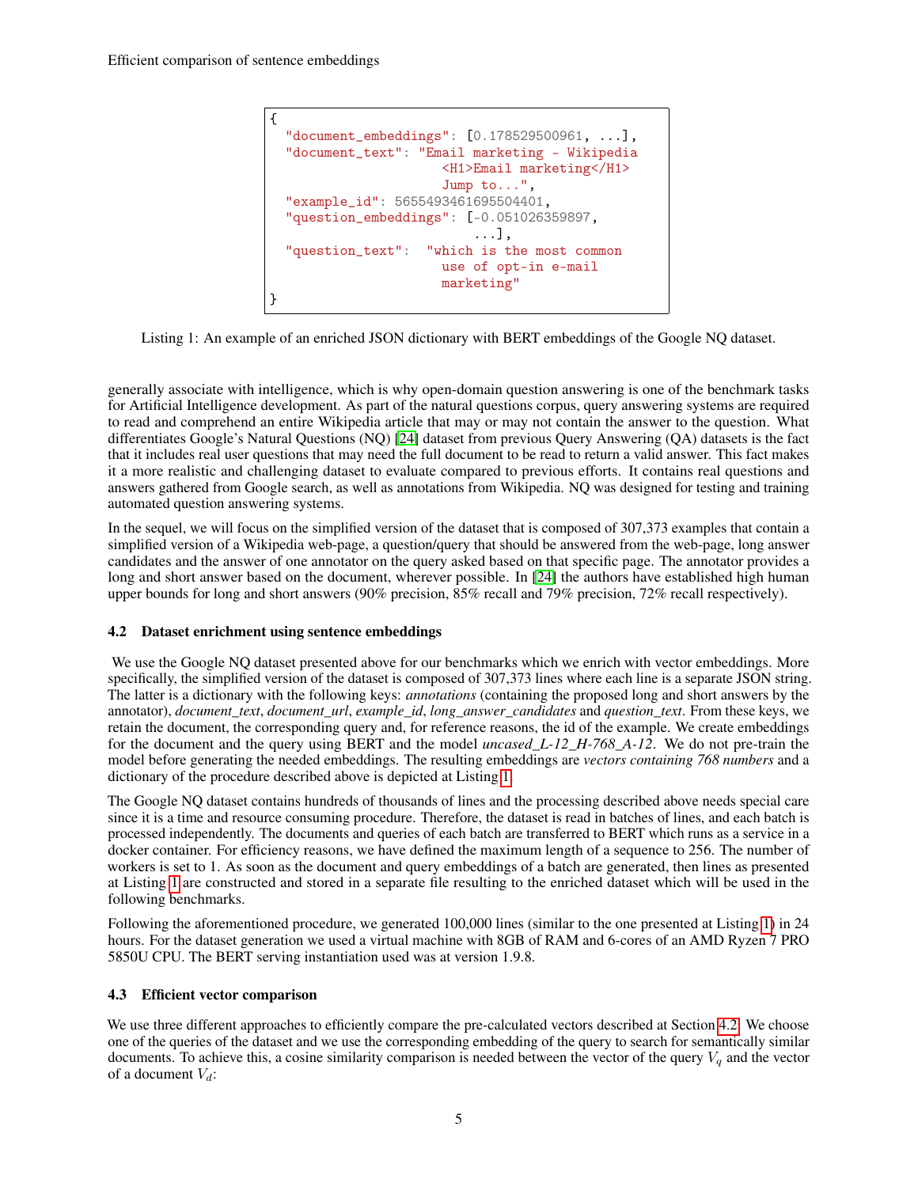```
{
  "document_embeddings": [0.178529500961, ...],
  "document_text": "Email marketing - Wikipedia
                    <H1>Email marketing</H1>
                    Jump to...",
  "example_id": 5655493461695504401,
  "question_embeddings": [-0.051026359897,
                          ...],
  "question_text":  "which is the most common
                    use of opt-in e-mail
                    marketing"
}
```

Listing 1: An example of an enriched JSON dictionary with BERT embeddings of the Google NQ dataset.

generally associate with intelligence, which is why open-domain question answering is one of the benchmark tasks for Artificial Intelligence development. As part of the natural questions corpus, query answering systems are required to read and comprehend an entire Wikipedia article that may or may not contain the answer to the question. What differentiates Google's Natural Questions (NQ) [24] dataset from previous Query Answering (QA) datasets is the fact that it includes real user questions that may need the full document to be read to return a valid answer. This fact makes it a more realistic and challenging dataset to evaluate compared to previous efforts. It contains real questions and answers gathered from Google search, as well as annotations from Wikipedia. NQ was designed for testing and training automated question answering systems.

In the sequel, we will focus on the simplified version of the dataset that is composed of 307,373 examples that contain a simplified version of a Wikipedia web-page, a question/query that should be answered from the web-page, long answer candidates and the answer of one annotator on the query asked based on that specific page. The annotator provides a long and short answer based on the document, wherever possible. In [24] the authors have established high human upper bounds for long and short answers (90% precision, 85% recall and 79% precision, 72% recall respectively).

### 4.2 Dataset enrichment using sentence embeddings

We use the Google NQ dataset presented above for our benchmarks which we enrich with vector embeddings. More specifically, the simplified version of the dataset is composed of 307,373 lines where each line is a separate JSON string. The latter is a dictionary with the following keys: *annotations* (containing the proposed long and short answers by the annotator), *document_text*, *document_url*, *example_id*, *long_answer_candidates* and *question_text*. From these keys, we retain the document, the corresponding query and, for reference reasons, the id of the example. We create embeddings for the document and the query using BERT and the model *uncased_L-12_H-768_A-12*. We do not pre-train the model before generating the needed embeddings. The resulting embeddings are *vectors containing 768 numbers* and a dictionary of the procedure described above is depicted at Listing 1.

The Google NQ dataset contains hundreds of thousands of lines and the processing described above needs special care since it is a time and resource consuming procedure. Therefore, the dataset is read in batches of lines, and each batch is processed independently. The documents and queries of each batch are transferred to BERT which runs as a service in a docker container. For efficiency reasons, we have defined the maximum length of a sequence to 256. The number of workers is set to 1. As soon as the document and query embeddings of a batch are generated, then lines as presented at Listing 1 are constructed and stored in a separate file resulting to the enriched dataset which will be used in the following benchmarks.

Following the aforementioned procedure, we generated 100,000 lines (similar to the one presented at Listing 1) in 24 hours. For the dataset generation we used a virtual machine with 8GB of RAM and 6-cores of an AMD Ryzen 7 PRO 5850U CPU. The BERT serving instantiation used was at version 1.9.8.

### 4.3 Efficient vector comparison

We use three different approaches to efficiently compare the pre-calculated vectors described at Section 4.2. We choose one of the queries of the dataset and we use the corresponding embedding of the query to search for semantically similar documents. To achieve this, a cosine similarity comparison is needed between the vector of the query $V_q$ and the vector of a document $V_d$: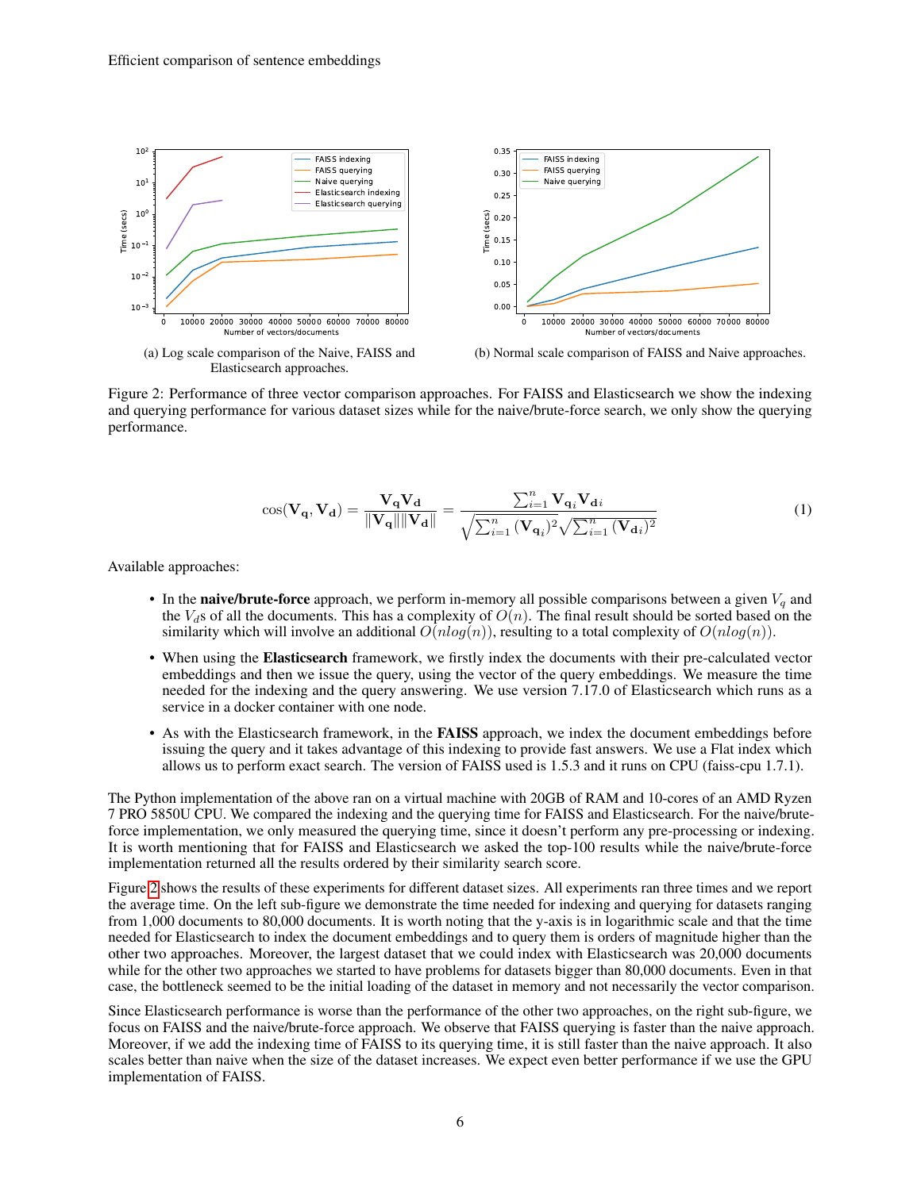(a) Log scale comparison of the Naive, FAISS and Elasticsearch approaches.

(b) Normal scale comparison of FAISS and Naive approaches.

Figure 2: Performance of three vector comparison approaches. For FAISS and Elasticsearch we show the indexing and querying performance for various dataset sizes while for the naive/brute-force search, we only show the querying performance.

$$\cos(\mathbf{V_q}, \mathbf{V_d}) = \frac{\mathbf{V_q}\mathbf{V_d}}{\|\mathbf{V_q}\|\|\mathbf{V_d}\|} = \frac{\sum_{i=1}^{n} \mathbf{V_q}_i \mathbf{V_d}_i}{\sqrt{\sum_{i=1}^{n} (\mathbf{V_q}_i)^2}\sqrt{\sum_{i=1}^{n} (\mathbf{V_d}_i)^2}} \tag{1}$$

Available approaches:

- In the **naive/brute-force** approach, we perform in-memory all possible comparisons between a given $V_q$ and the $V_d$s of all the documents. This has a complexity of $O(n)$. The final result should be sorted based on the similarity which will involve an additional $O(nlog(n))$, resulting to a total complexity of $O(nlog(n))$.
- When using the **Elasticsearch** framework, we firstly index the documents with their pre-calculated vector embeddings and then we issue the query, using the vector of the query embeddings. We measure the time needed for the indexing and the query answering. We use version 7.17.0 of Elasticsearch which runs as a service in a docker container with one node.
- As with the Elasticsearch framework, in the **FAISS** approach, we index the document embeddings before issuing the query and it takes advantage of this indexing to provide fast answers. We use a Flat index which allows us to perform exact search. The version of FAISS used is 1.5.3 and it runs on CPU (faiss-cpu 1.7.1).

The Python implementation of the above ran on a virtual machine with 20GB of RAM and 10-cores of an AMD Ryzen 7 PRO 5850U CPU. We compared the indexing and the querying time for FAISS and Elasticsearch. For the naive/brute-force implementation, we only measured the querying time, since it doesn't perform any pre-processing or indexing. It is worth mentioning that for FAISS and Elasticsearch we asked the top-100 results while the naive/brute-force implementation returned all the results ordered by their similarity search score.

Figure 2 shows the results of these experiments for different dataset sizes. All experiments ran three times and we report the average time. On the left sub-figure we demonstrate the time needed for indexing and querying for datasets ranging from 1,000 documents to 80,000 documents. It is worth noting that the y-axis is in logarithmic scale and that the time needed for Elasticsearch to index the document embeddings and to query them is orders of magnitude higher than the other two approaches. Moreover, the largest dataset that we could index with Elasticsearch was 20,000 documents while for the other two approaches we started to have problems for datasets bigger than 80,000 documents. Even in that case, the bottleneck seemed to be the initial loading of the dataset in memory and not necessarily the vector comparison.

Since Elasticsearch performance is worse than the performance of the other two approaches, on the right sub-figure, we focus on FAISS and the naive/brute-force approach. We observe that FAISS querying is faster than the naive approach. Moreover, if we add the indexing time of FAISS to its querying time, it is still faster than the naive approach. It also scales better than naive when the size of the dataset increases. We expect even better performance if we use the GPU implementation of FAISS.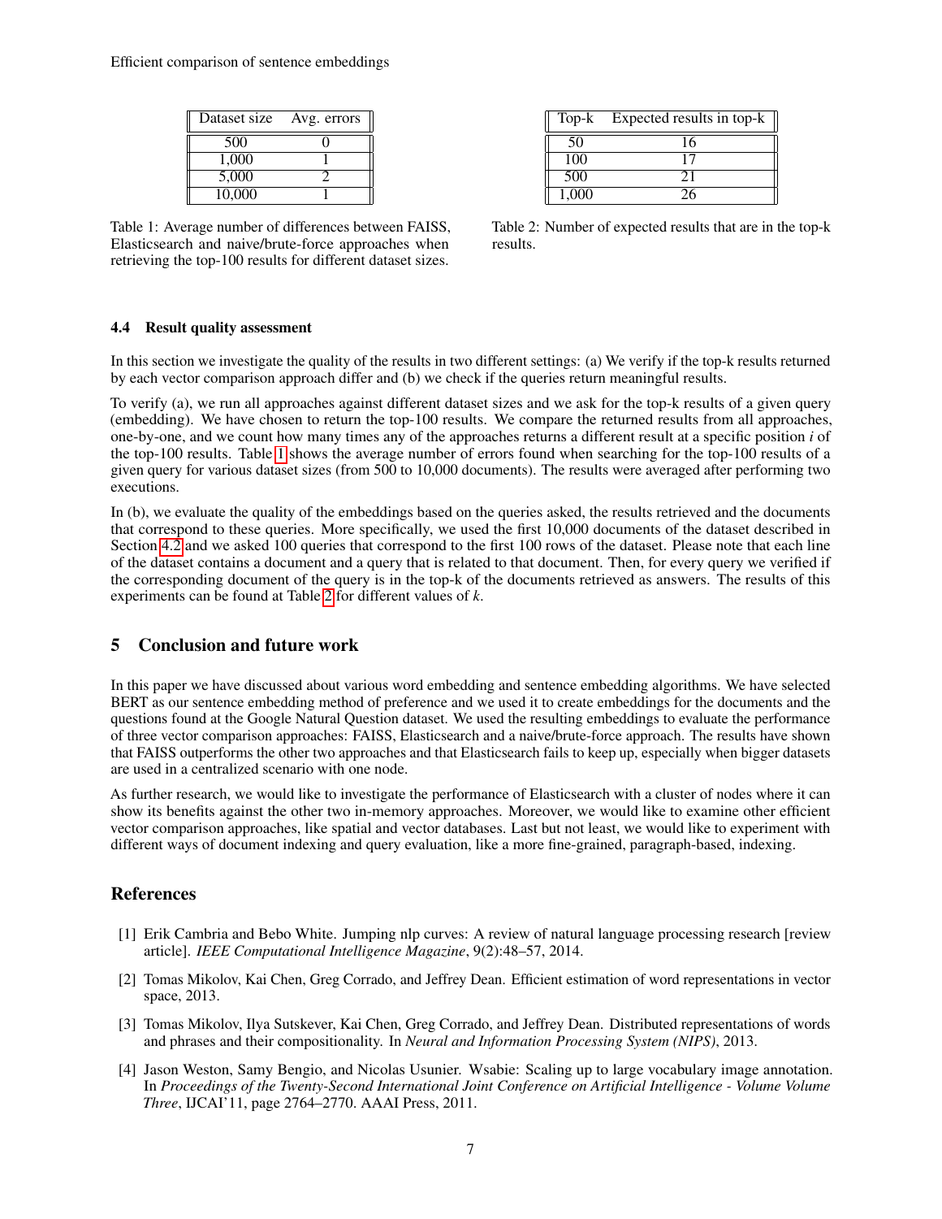| Dataset size | Avg. errors |
|---|---|
| 500 | 0 |
| 1,000 | 1 |
| 5,000 | 2 |
| 10,000 | 1 |

Table 1: Average number of differences between FAISS, Elasticsearch and naive/brute-force approaches when retrieving the top-100 results for different dataset sizes.

| Top-k | Expected results in top-k |
|---|---|
| 50 | 16 |
| 100 | 17 |
| 500 | 21 |
| 1,000 | 26 |

Table 2: Number of expected results that are in the top-k results.

### 4.4 Result quality assessment

In this section we investigate the quality of the results in two different settings: (a) We verify if the top-k results returned by each vector comparison approach differ and (b) we check if the queries return meaningful results.

To verify (a), we run all approaches against different dataset sizes and we ask for the top-k results of a given query (embedding). We have chosen to return the top-100 results. We compare the returned results from all approaches, one-by-one, and we count how many times any of the approaches returns a different result at a specific position $i$ of the top-100 results. Table 1 shows the average number of errors found when searching for the top-100 results of a given query for various dataset sizes (from 500 to 10,000 documents). The results were averaged after performing two executions.

In (b), we evaluate the quality of the embeddings based on the queries asked, the results retrieved and the documents that correspond to these queries. More specifically, we used the first 10,000 documents of the dataset described in Section 4.2 and we asked 100 queries that correspond to the first 100 rows of the dataset. Please note that each line of the dataset contains a document and a query that is related to that document. Then, for every query we verified if the corresponding document of the query is in the top-k of the documents retrieved as answers. The results of this experiments can be found at Table 2 for different values of $k$.

## 5 Conclusion and future work

In this paper we have discussed about various word embedding and sentence embedding algorithms. We have selected BERT as our sentence embedding method of preference and we used it to create embeddings for the documents and the questions found at the Google Natural Question dataset. We used the resulting embeddings to evaluate the performance of three vector comparison approaches: FAISS, Elasticsearch and a naive/brute-force approach. The results have shown that FAISS outperforms the other two approaches and that Elasticsearch fails to keep up, especially when bigger datasets are used in a centralized scenario with one node.

As further research, we would like to investigate the performance of Elasticsearch with a cluster of nodes where it can show its benefits against the other two in-memory approaches. Moreover, we would like to examine other efficient vector comparison approaches, like spatial and vector databases. Last but not least, we would like to experiment with different ways of document indexing and query evaluation, like a more fine-grained, paragraph-based, indexing.

## References

[1] Erik Cambria and Bebo White. Jumping nlp curves: A review of natural language processing research [review article]. *IEEE Computational Intelligence Magazine*, 9(2):48–57, 2014.

[2] Tomas Mikolov, Kai Chen, Greg Corrado, and Jeffrey Dean. Efficient estimation of word representations in vector space, 2013.

[3] Tomas Mikolov, Ilya Sutskever, Kai Chen, Greg Corrado, and Jeffrey Dean. Distributed representations of words and phrases and their compositionality. In *Neural and Information Processing System (NIPS)*, 2013.

[4] Jason Weston, Samy Bengio, and Nicolas Usunier. Wsabie: Scaling up to large vocabulary image annotation. In *Proceedings of the Twenty-Second International Joint Conference on Artificial Intelligence - Volume Volume Three*, IJCAI'11, page 2764–2770. AAAI Press, 2011.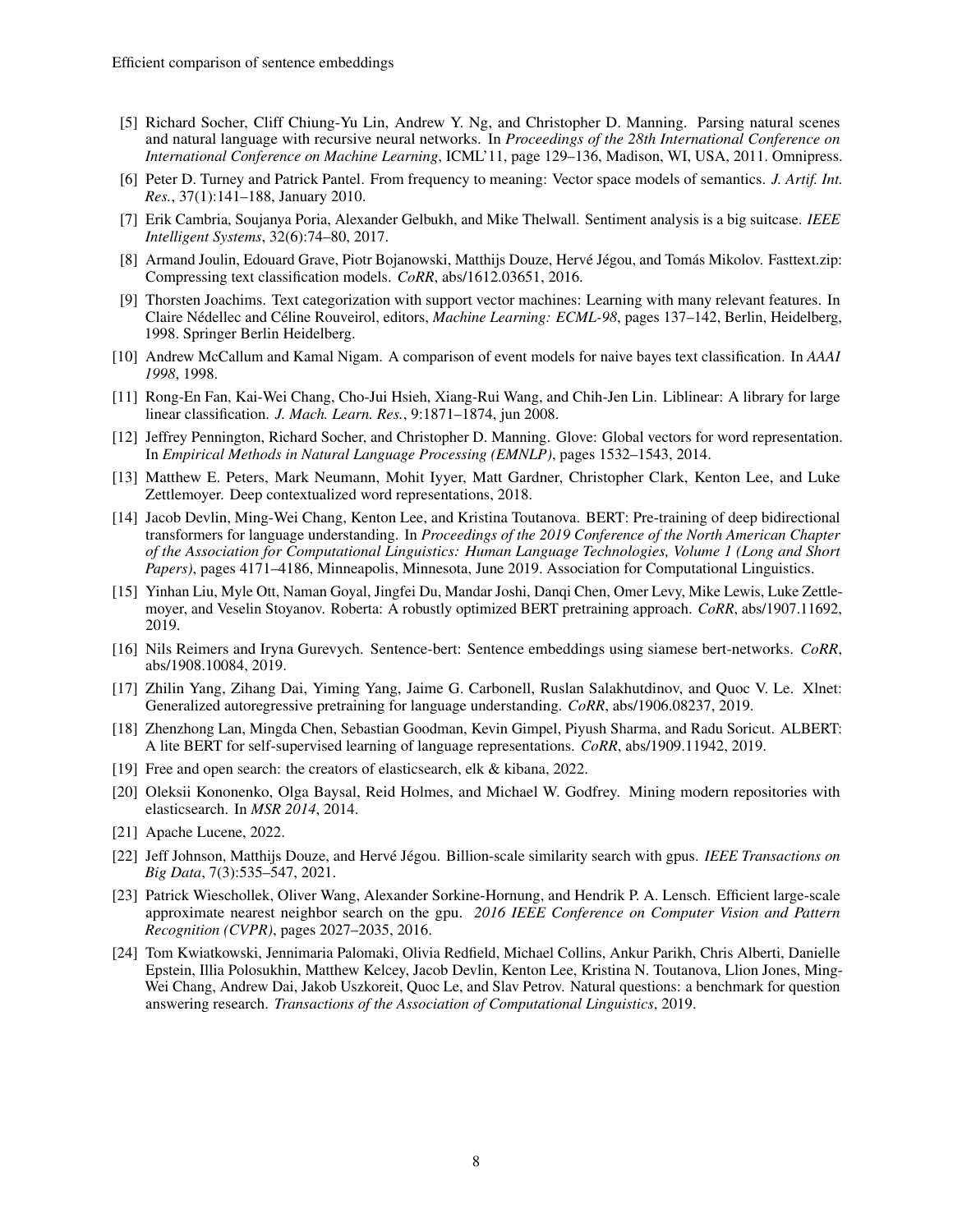[5] Richard Socher, Cliff Chiung-Yu Lin, Andrew Y. Ng, and Christopher D. Manning. Parsing natural scenes and natural language with recursive neural networks. In *Proceedings of the 28th International Conference on International Conference on Machine Learning*, ICML'11, page 129–136, Madison, WI, USA, 2011. Omnipress.

[6] Peter D. Turney and Patrick Pantel. From frequency to meaning: Vector space models of semantics. *J. Artif. Int. Res.*, 37(1):141–188, January 2010.

[7] Erik Cambria, Soujanya Poria, Alexander Gelbukh, and Mike Thelwall. Sentiment analysis is a big suitcase. *IEEE Intelligent Systems*, 32(6):74–80, 2017.

[8] Armand Joulin, Edouard Grave, Piotr Bojanowski, Matthijs Douze, Hervé Jégou, and Tomás Mikolov. Fasttext.zip: Compressing text classification models. *CoRR*, abs/1612.03651, 2016.

[9] Thorsten Joachims. Text categorization with support vector machines: Learning with many relevant features. In Claire Nédellec and Céline Rouveirol, editors, *Machine Learning: ECML-98*, pages 137–142, Berlin, Heidelberg, 1998. Springer Berlin Heidelberg.

[10] Andrew McCallum and Kamal Nigam. A comparison of event models for naive bayes text classification. In *AAAI 1998*, 1998.

[11] Rong-En Fan, Kai-Wei Chang, Cho-Jui Hsieh, Xiang-Rui Wang, and Chih-Jen Lin. Liblinear: A library for large linear classification. *J. Mach. Learn. Res.*, 9:1871–1874, jun 2008.

[12] Jeffrey Pennington, Richard Socher, and Christopher D. Manning. Glove: Global vectors for word representation. In *Empirical Methods in Natural Language Processing (EMNLP)*, pages 1532–1543, 2014.

[13] Matthew E. Peters, Mark Neumann, Mohit Iyyer, Matt Gardner, Christopher Clark, Kenton Lee, and Luke Zettlemoyer. Deep contextualized word representations, 2018.

[14] Jacob Devlin, Ming-Wei Chang, Kenton Lee, and Kristina Toutanova. BERT: Pre-training of deep bidirectional transformers for language understanding. In *Proceedings of the 2019 Conference of the North American Chapter of the Association for Computational Linguistics: Human Language Technologies, Volume 1 (Long and Short Papers)*, pages 4171–4186, Minneapolis, Minnesota, June 2019. Association for Computational Linguistics.

[15] Yinhan Liu, Myle Ott, Naman Goyal, Jingfei Du, Mandar Joshi, Danqi Chen, Omer Levy, Mike Lewis, Luke Zettlemoyer, and Veselin Stoyanov. Roberta: A robustly optimized BERT pretraining approach. *CoRR*, abs/1907.11692, 2019.

[16] Nils Reimers and Iryna Gurevych. Sentence-bert: Sentence embeddings using siamese bert-networks. *CoRR*, abs/1908.10084, 2019.

[17] Zhilin Yang, Zihang Dai, Yiming Yang, Jaime G. Carbonell, Ruslan Salakhutdinov, and Quoc V. Le. Xlnet: Generalized autoregressive pretraining for language understanding. *CoRR*, abs/1906.08237, 2019.

[18] Zhenzhong Lan, Mingda Chen, Sebastian Goodman, Kevin Gimpel, Piyush Sharma, and Radu Soricut. ALBERT: A lite BERT for self-supervised learning of language representations. *CoRR*, abs/1909.11942, 2019.

[19] Free and open search: the creators of elasticsearch, elk & kibana, 2022.

[20] Oleksii Kononenko, Olga Baysal, Reid Holmes, and Michael W. Godfrey. Mining modern repositories with elasticsearch. In *MSR 2014*, 2014.

[21] Apache Lucene, 2022.

[22] Jeff Johnson, Matthijs Douze, and Hervé Jégou. Billion-scale similarity search with gpus. *IEEE Transactions on Big Data*, 7(3):535–547, 2021.

[23] Patrick Wieschollek, Oliver Wang, Alexander Sorkine-Hornung, and Hendrik P. A. Lensch. Efficient large-scale approximate nearest neighbor search on the gpu. *2016 IEEE Conference on Computer Vision and Pattern Recognition (CVPR)*, pages 2027–2035, 2016.

[24] Tom Kwiatkowski, Jennimaria Palomaki, Olivia Redfield, Michael Collins, Ankur Parikh, Chris Alberti, Danielle Epstein, Illia Polosukhin, Matthew Kelcey, Jacob Devlin, Kenton Lee, Kristina N. Toutanova, Llion Jones, Ming-Wei Chang, Andrew Dai, Jakob Uszkoreit, Quoc Le, and Slav Petrov. Natural questions: a benchmark for question answering research. *Transactions of the Association of Computational Linguistics*, 2019.